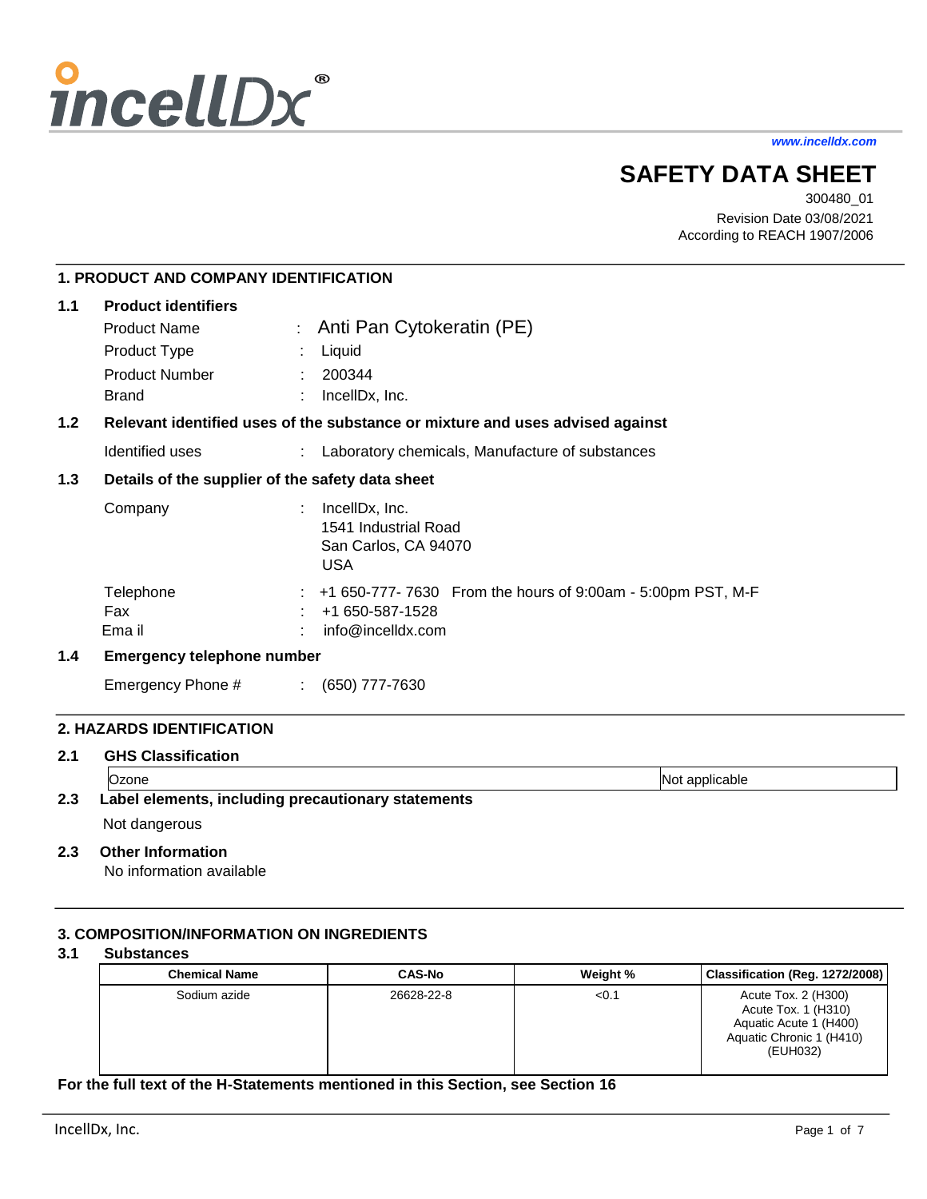incellDx®

www.incelldx.com

# SAFETY DATA SHEET

300480_01

Revision Date 03/08/2021

According to REACH 1907/2006

## 1. PRODUCT AND COMPANY IDENTIFICATION

### 1.1 Product identifiers

Product Name : Anti Pan Cytokeratin (PE)

Product Type : Liquid

Product Number : 200344

Brand : IncellDx, Inc.

### 1.2 Relevant identified uses of the substance or mixture and uses advised against

Identified uses : Laboratory chemicals, Manufacture of substances

### 1.3 Details of the supplier of the safety data sheet

Company : IncellDx, Inc.
1541 Industrial Road
San Carlos, CA 94070
USA

Telephone : +1 650-777- 7630 From the hours of 9:00am - 5:00pm PST, M-F

Fax : +1 650-587-1528

Ema il : info@incelldx.com

### 1.4 Emergency telephone number

Emergency Phone # : (650) 777-7630

## 2. HAZARDS IDENTIFICATION

### 2.1 GHS Classification

| Ozone | Not applicable |
|---|---|

### 2.3 Label elements, including precautionary statements

Not dangerous

### 2.3 Other Information

No information available

## 3. COMPOSITION/INFORMATION ON INGREDIENTS

### 3.1 Substances

| Chemical Name | CAS-No | Weight % | Classification (Reg. 1272/2008) |
|---|---|---|---|
| Sodium azide | 26628-22-8 | <0.1 | Acute Tox. 2 (H300) Acute Tox. 1 (H310) Aquatic Acute 1 (H400) Aquatic Chronic 1 (H410) (EUH032) |

**For the full text of the H-Statements mentioned in this Section, see Section 16**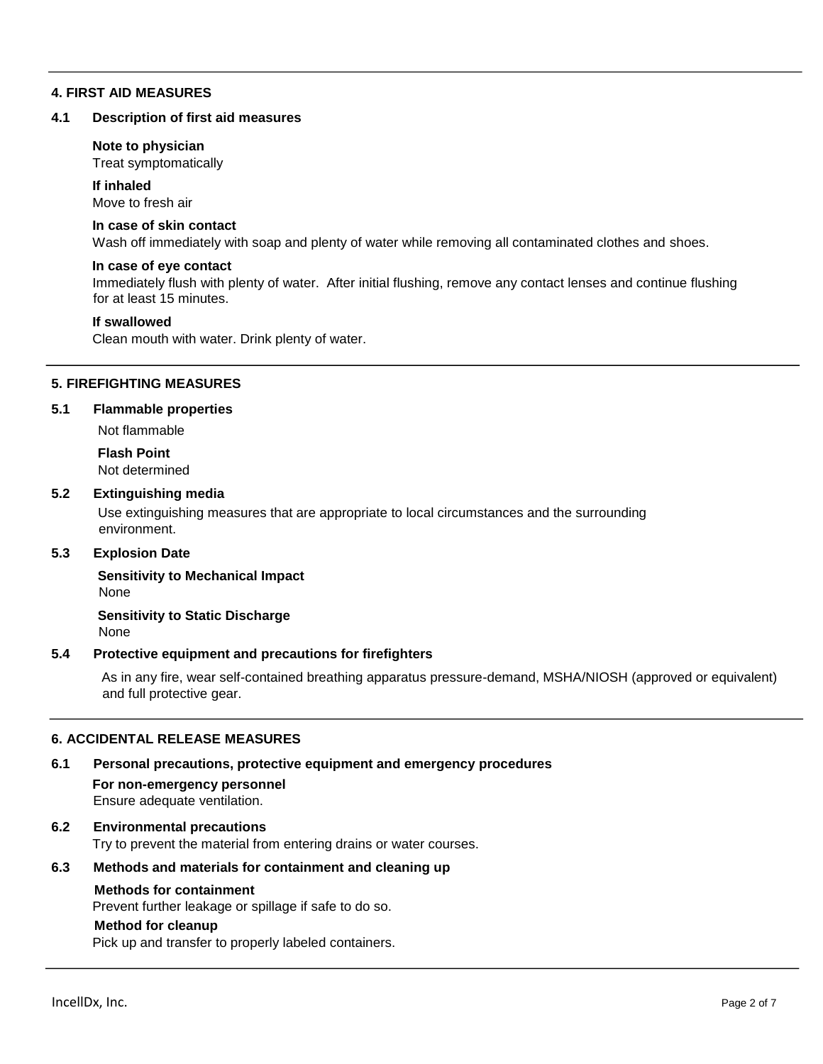## 4. FIRST AID MEASURES

### 4.1 Description of first aid measures

**Note to physician**
Treat symptomatically

**If inhaled**
Move to fresh air

**In case of skin contact**
Wash off immediately with soap and plenty of water while removing all contaminated clothes and shoes.

**In case of eye contact**
Immediately flush with plenty of water. After initial flushing, remove any contact lenses and continue flushing for at least 15 minutes.

**If swallowed**
Clean mouth with water. Drink plenty of water.

## 5. FIREFIGHTING MEASURES

### 5.1 Flammable properties

Not flammable

**Flash Point**
Not determined

### 5.2 Extinguishing media

Use extinguishing measures that are appropriate to local circumstances and the surrounding environment.

### 5.3 Explosion Date

**Sensitivity to Mechanical Impact**
None

**Sensitivity to Static Discharge**
None

### 5.4 Protective equipment and precautions for firefighters

As in any fire, wear self-contained breathing apparatus pressure-demand, MSHA/NIOSH (approved or equivalent) and full protective gear.

## 6. ACCIDENTAL RELEASE MEASURES

### 6.1 Personal precautions, protective equipment and emergency procedures

**For non-emergency personnel**
Ensure adequate ventilation.

### 6.2 Environmental precautions

Try to prevent the material from entering drains or water courses.

### 6.3 Methods and materials for containment and cleaning up

**Methods for containment**
Prevent further leakage or spillage if safe to do so.

**Method for cleanup**
Pick up and transfer to properly labeled containers.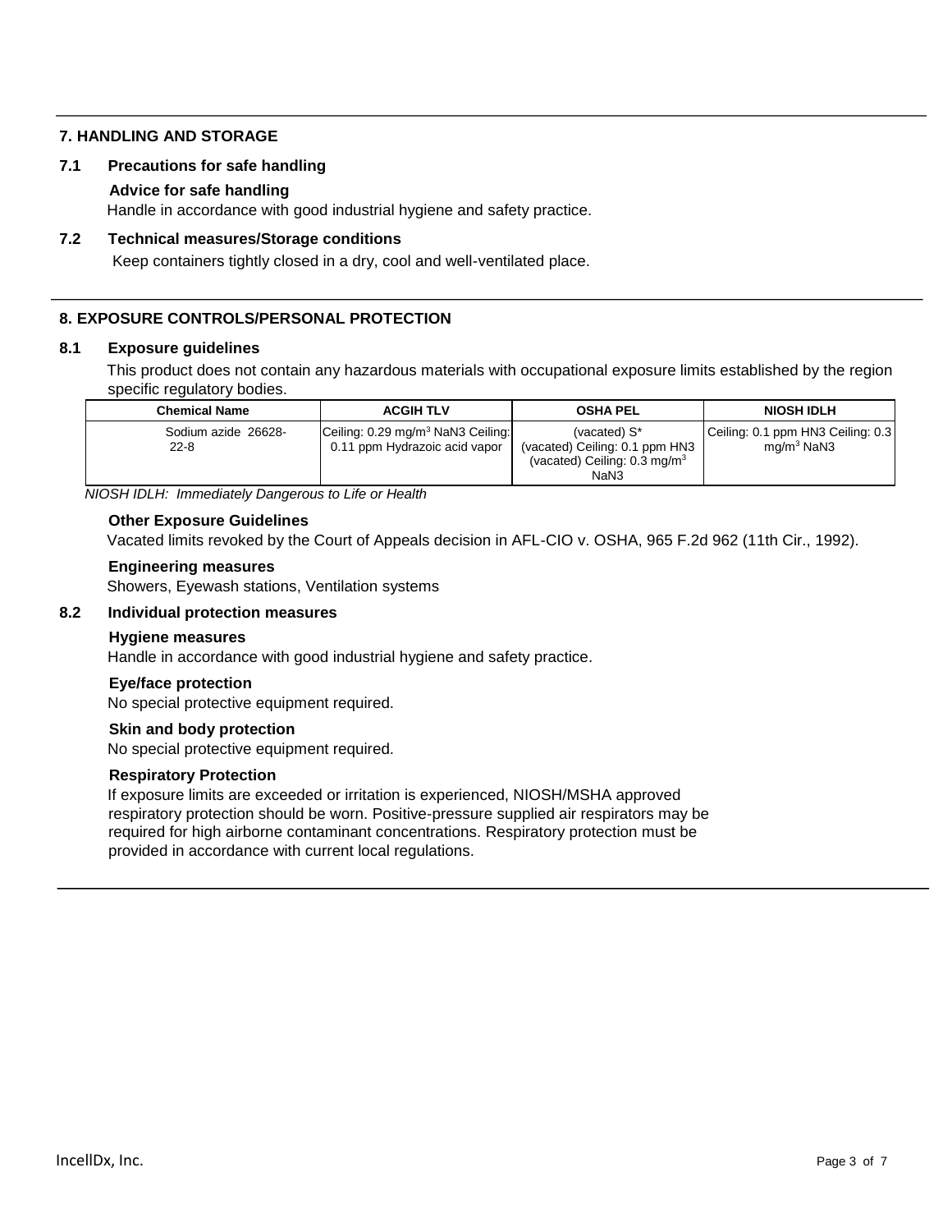## 7. HANDLING AND STORAGE

### 7.1 Precautions for safe handling

**Advice for safe handling**

Handle in accordance with good industrial hygiene and safety practice.

### 7.2 Technical measures/Storage conditions

Keep containers tightly closed in a dry, cool and well-ventilated place.

## 8. EXPOSURE CONTROLS/PERSONAL PROTECTION

### 8.1 Exposure guidelines

This product does not contain any hazardous materials with occupational exposure limits established by the region specific regulatory bodies.

| Chemical Name | ACGIH TLV | OSHA PEL | NIOSH IDLH |
|---|---|---|---|
| Sodium azide 26628-22-8 | Ceiling: 0.29 mg/m$^3$ NaN3 Ceiling: 0.11 ppm Hydrazoic acid vapor | (vacated) S* (vacated) Ceiling: 0.1 ppm HN3 (vacated) Ceiling: 0.3 mg/m$^3$ NaN3 | Ceiling: 0.1 ppm HN3 Ceiling: 0.3 mg/m$^3$ NaN3 |

*NIOSH IDLH: Immediately Dangerous to Life or Health*

**Other Exposure Guidelines**

Vacated limits revoked by the Court of Appeals decision in AFL-CIO v. OSHA, 965 F.2d 962 (11th Cir., 1992).

**Engineering measures**

Showers, Eyewash stations, Ventilation systems

### 8.2 Individual protection measures

**Hygiene measures**

Handle in accordance with good industrial hygiene and safety practice.

**Eye/face protection**

No special protective equipment required.

**Skin and body protection**

No special protective equipment required.

**Respiratory Protection**

If exposure limits are exceeded or irritation is experienced, NIOSH/MSHA approved respiratory protection should be worn. Positive-pressure supplied air respirators may be required for high airborne contaminant concentrations. Respiratory protection must be provided in accordance with current local regulations.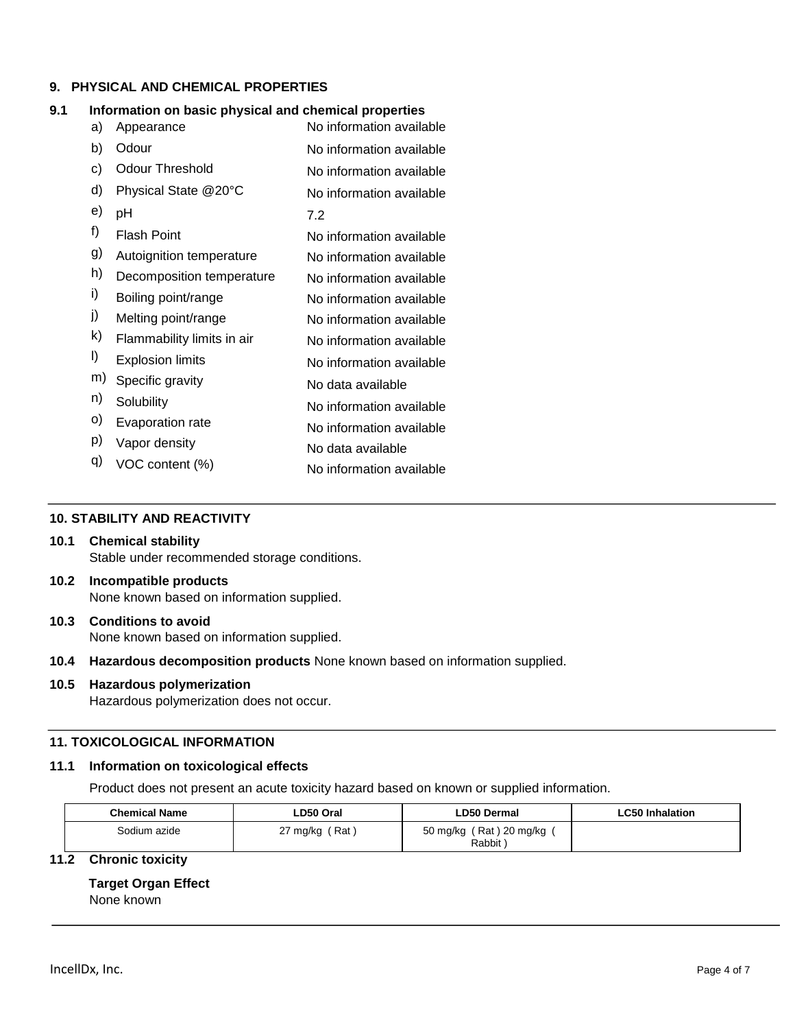## 9. PHYSICAL AND CHEMICAL PROPERTIES

### 9.1 Information on basic physical and chemical properties

a) Appearance — No information available
b) Odour — No information available
c) Odour Threshold — No information available
d) Physical State @20°C — No information available
e) pH — 7.2
f) Flash Point — No information available
g) Autoignition temperature — No information available
h) Decomposition temperature — No information available
i) Boiling point/range — No information available
j) Melting point/range — No information available
k) Flammability limits in air — No information available
l) Explosion limits — No information available
m) Specific gravity — No data available
n) Solubility — No information available
o) Evaporation rate — No information available
p) Vapor density — No data available
q) VOC content (%) — No information available

## 10. STABILITY AND REACTIVITY

**10.1 Chemical stability**
Stable under recommended storage conditions.

**10.2 Incompatible products**
None known based on information supplied.

**10.3 Conditions to avoid**
None known based on information supplied.

**10.4 Hazardous decomposition products** None known based on information supplied.

**10.5 Hazardous polymerization**
Hazardous polymerization does not occur.

## 11. TOXICOLOGICAL INFORMATION

### 11.1 Information on toxicological effects

Product does not present an acute toxicity hazard based on known or supplied information.

| Chemical Name | LD50 Oral | LD50 Dermal | LC50 Inhalation |
|---|---|---|---|
| Sodium azide | 27 mg/kg ( Rat ) | 50 mg/kg ( Rat ) 20 mg/kg ( Rabbit ) | |

### 11.2 Chronic toxicity

**Target Organ Effect**
None known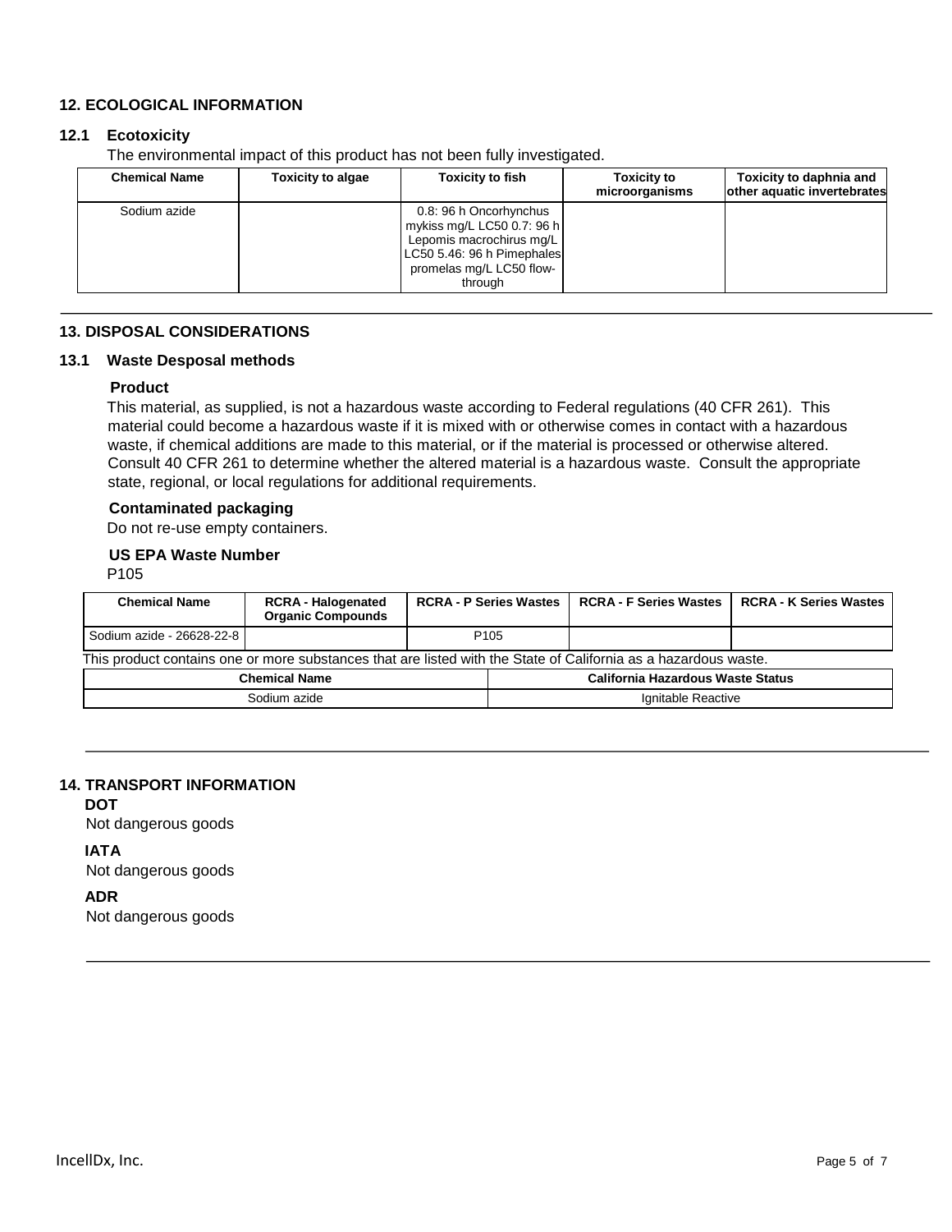## 12. ECOLOGICAL INFORMATION

### 12.1 Ecotoxicity

The environmental impact of this product has not been fully investigated.

| Chemical Name | Toxicity to algae | Toxicity to fish | Toxicity to microorganisms | Toxicity to daphnia and other aquatic invertebrates |
|---|---|---|---|---|
| Sodium azide | | 0.8: 96 h Oncorhynchus mykiss mg/L LC50 0.7: 96 h Lepomis macrochirus mg/L LC50 5.46: 96 h Pimephales promelas mg/L LC50 flow-through | | |

## 13. DISPOSAL CONSIDERATIONS

### 13.1 Waste Desposal methods

**Product**

This material, as supplied, is not a hazardous waste according to Federal regulations (40 CFR 261). This material could become a hazardous waste if it is mixed with or otherwise comes in contact with a hazardous waste, if chemical additions are made to this material, or if the material is processed or otherwise altered. Consult 40 CFR 261 to determine whether the altered material is a hazardous waste. Consult the appropriate state, regional, or local regulations for additional requirements.

**Contaminated packaging**

Do not re-use empty containers.

**US EPA Waste Number**

P105

| Chemical Name | RCRA - Halogenated Organic Compounds | RCRA - P Series Wastes | RCRA - F Series Wastes | RCRA - K Series Wastes |
|---|---|---|---|---|
| Sodium azide - 26628-22-8 | | P105 | | |

This product contains one or more substances that are listed with the State of California as a hazardous waste.

| Chemical Name | California Hazardous Waste Status |
|---|---|
| Sodium azide | Ignitable Reactive |

## 14. TRANSPORT INFORMATION

**DOT**

Not dangerous goods

**IATA**

Not dangerous goods

**ADR**

Not dangerous goods

IncellDx, Inc.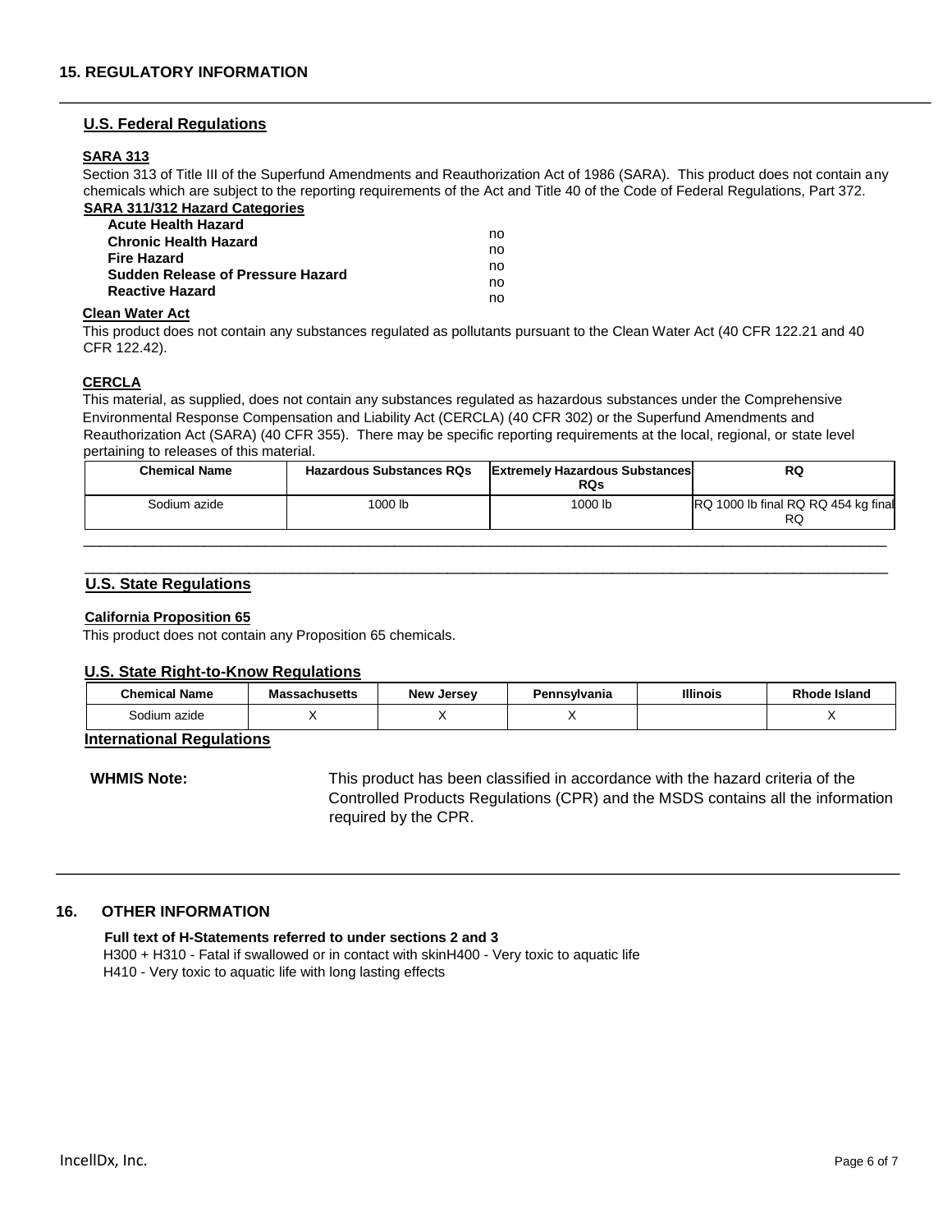## 15. REGULATORY INFORMATION

### U.S. Federal Regulations

**SARA 313**

Section 313 of Title III of the Superfund Amendments and Reauthorization Act of 1986 (SARA). This product does not contain any chemicals which are subject to the reporting requirements of the Act and Title 40 of the Code of Federal Regulations, Part 372.

**SARA 311/312 Hazard Categories**

| | |
|---|---|
| **Acute Health Hazard** | no |
| **Chronic Health Hazard** | no |
| **Fire Hazard** | no |
| **Sudden Release of Pressure Hazard** | no |
| **Reactive Hazard** | no |

**Clean Water Act**

This product does not contain any substances regulated as pollutants pursuant to the Clean Water Act (40 CFR 122.21 and 40 CFR 122.42).

**CERCLA**

This material, as supplied, does not contain any substances regulated as hazardous substances under the Comprehensive Environmental Response Compensation and Liability Act (CERCLA) (40 CFR 302) or the Superfund Amendments and Reauthorization Act (SARA) (40 CFR 355). There may be specific reporting requirements at the local, regional, or state level pertaining to releases of this material.

| Chemical Name | Hazardous Substances RQs | Extremely Hazardous Substances RQs | RQ |
|---|---|---|---|
| Sodium azide | 1000 lb | 1000 lb | RQ 1000 lb final RQ RQ 454 kg final RQ |

### U.S. State Regulations

**California Proposition 65**

This product does not contain any Proposition 65 chemicals.

**U.S. State Right-to-Know Regulations**

| Chemical Name | Massachusetts | New Jersey | Pennsylvania | Illinois | Rhode Island |
|---|---|---|---|---|---|
| Sodium azide | X | X | X | | X |

**International Regulations**

**WHMIS Note:** This product has been classified in accordance with the hazard criteria of the Controlled Products Regulations (CPR) and the MSDS contains all the information required by the CPR.

## 16. OTHER INFORMATION

**Full text of H-Statements referred to under sections 2 and 3**

H300 + H310 - Fatal if swallowed or in contact with skinH400 - Very toxic to aquatic life
H410 - Very toxic to aquatic life with long lasting effects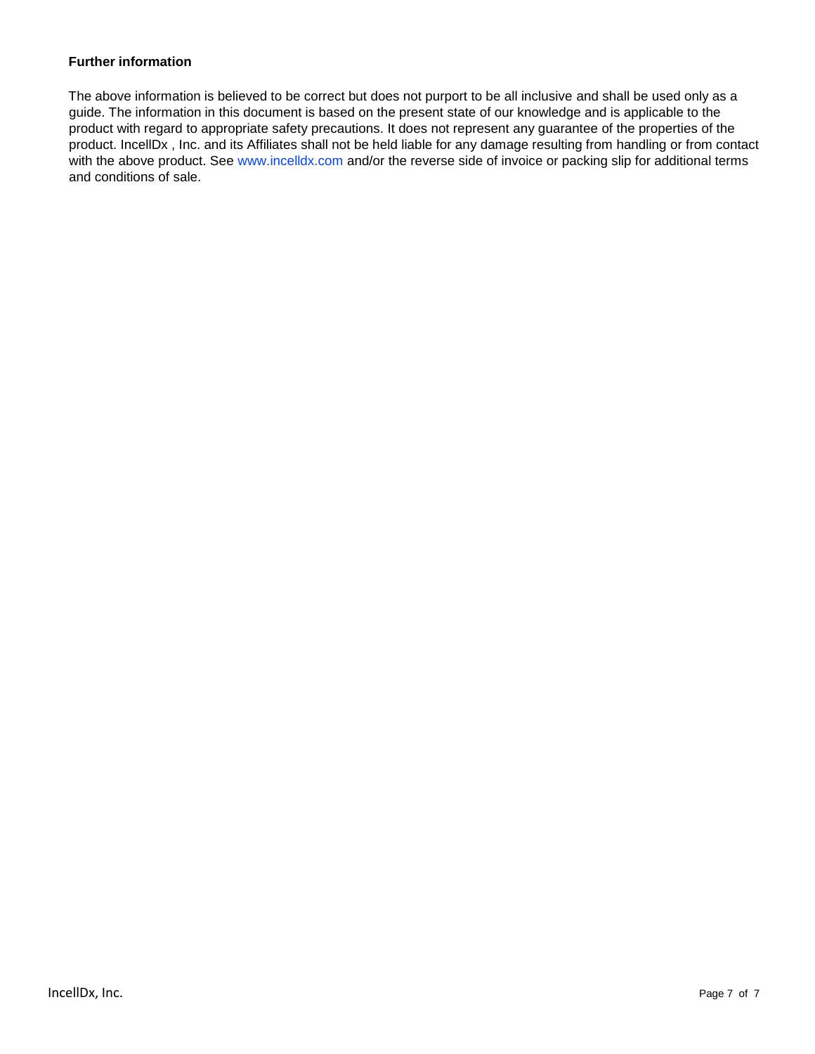**Further information**

The above information is believed to be correct but does not purport to be all inclusive and shall be used only as a guide. The information in this document is based on the present state of our knowledge and is applicable to the product with regard to appropriate safety precautions. It does not represent any guarantee of the properties of the product. IncellDx , Inc. and its Affiliates shall not be held liable for any damage resulting from handling or from contact with the above product. See www.incelldx.com and/or the reverse side of invoice or packing slip for additional terms and conditions of sale.